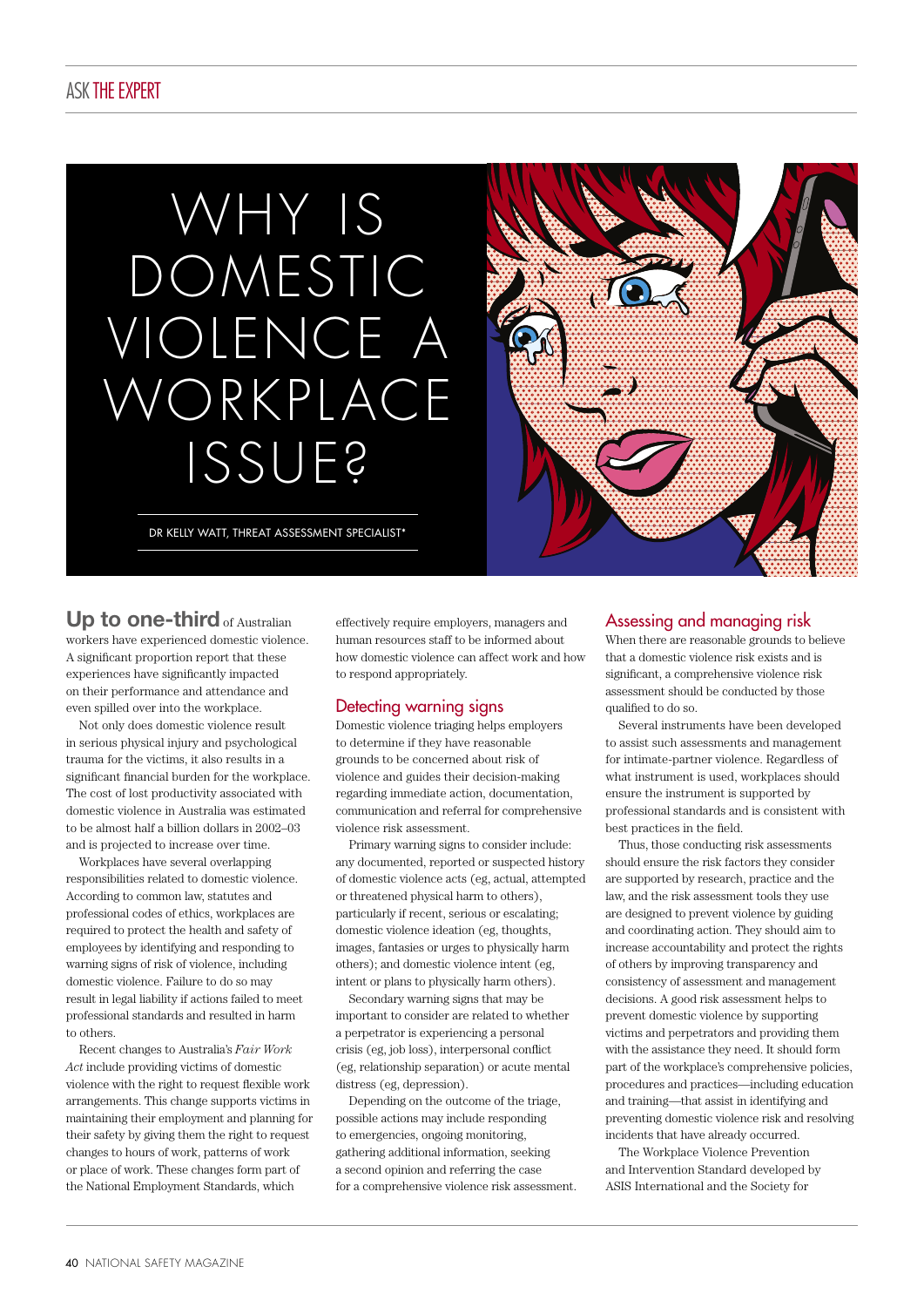# WHY IS DOMESTIC VIOLENCE A WORKPLACE ISSUE?

DR KELLY WATT, THREAT ASSESSMENT SPECIALIST*

**Up to one-third** of Australian workers have experienced domestic violence. A significant proportion report that these experiences have significantly impacted on their performance and attendance and even spilled over into the workplace.

Not only does domestic violence result in serious physical injury and psychological trauma for the victims, it also results in a significant financial burden for the workplace. The cost of lost productivity associated with domestic violence in Australia was estimated to be almost half a billion dollars in 2002–03 and is projected to increase over time.

Workplaces have several overlapping responsibilities related to domestic violence. According to common law, statutes and professional codes of ethics, workplaces are required to protect the health and safety of employees by identifying and responding to warning signs of risk of violence, including domestic violence. Failure to do so may result in legal liability if actions failed to meet professional standards and resulted in harm to others.

Recent changes to Australia's *Fair Work Act* include providing victims of domestic violence with the right to request flexible work arrangements. This change supports victims in maintaining their employment and planning for their safety by giving them the right to request changes to hours of work, patterns of work or place of work. These changes form part of the National Employment Standards, which effectively require employers, managers and human resources staff to be informed about how domestic violence can affect work and how to respond appropriately.

## Detecting warning signs

Domestic violence triaging helps employers to determine if they have reasonable grounds to be concerned about risk of violence and guides their decision-making regarding immediate action, documentation, communication and referral for comprehensive violence risk assessment.

Primary warning signs to consider include: any documented, reported or suspected history of domestic violence acts (eg, actual, attempted or threatened physical harm to others), particularly if recent, serious or escalating; domestic violence ideation (eg, thoughts, images, fantasies or urges to physically harm others); and domestic violence intent (eg, intent or plans to physically harm others).

Secondary warning signs that may be important to consider are related to whether a perpetrator is experiencing a personal crisis (eg, job loss), interpersonal conflict (eg, relationship separation) or acute mental distress (eg, depression).

Depending on the outcome of the triage, possible actions may include responding to emergencies, ongoing monitoring, gathering additional information, seeking a second opinion and referring the case for a comprehensive violence risk assessment.

## Assessing and managing risk

When there are reasonable grounds to believe that a domestic violence risk exists and is significant, a comprehensive violence risk assessment should be conducted by those qualified to do so.

Several instruments have been developed to assist such assessments and management for intimate-partner violence. Regardless of what instrument is used, workplaces should ensure the instrument is supported by professional standards and is consistent with best practices in the field.

Thus, those conducting risk assessments should ensure the risk factors they consider are supported by research, practice and the law, and the risk assessment tools they use are designed to prevent violence by guiding and coordinating action. They should aim to increase accountability and protect the rights of others by improving transparency and consistency of assessment and management decisions. A good risk assessment helps to prevent domestic violence by supporting victims and perpetrators and providing them with the assistance they need. It should form part of the workplace's comprehensive policies, procedures and practices—including education and training—that assist in identifying and preventing domestic violence risk and resolving incidents that have already occurred.

The Workplace Violence Prevention and Intervention Standard developed by ASIS International and the Society for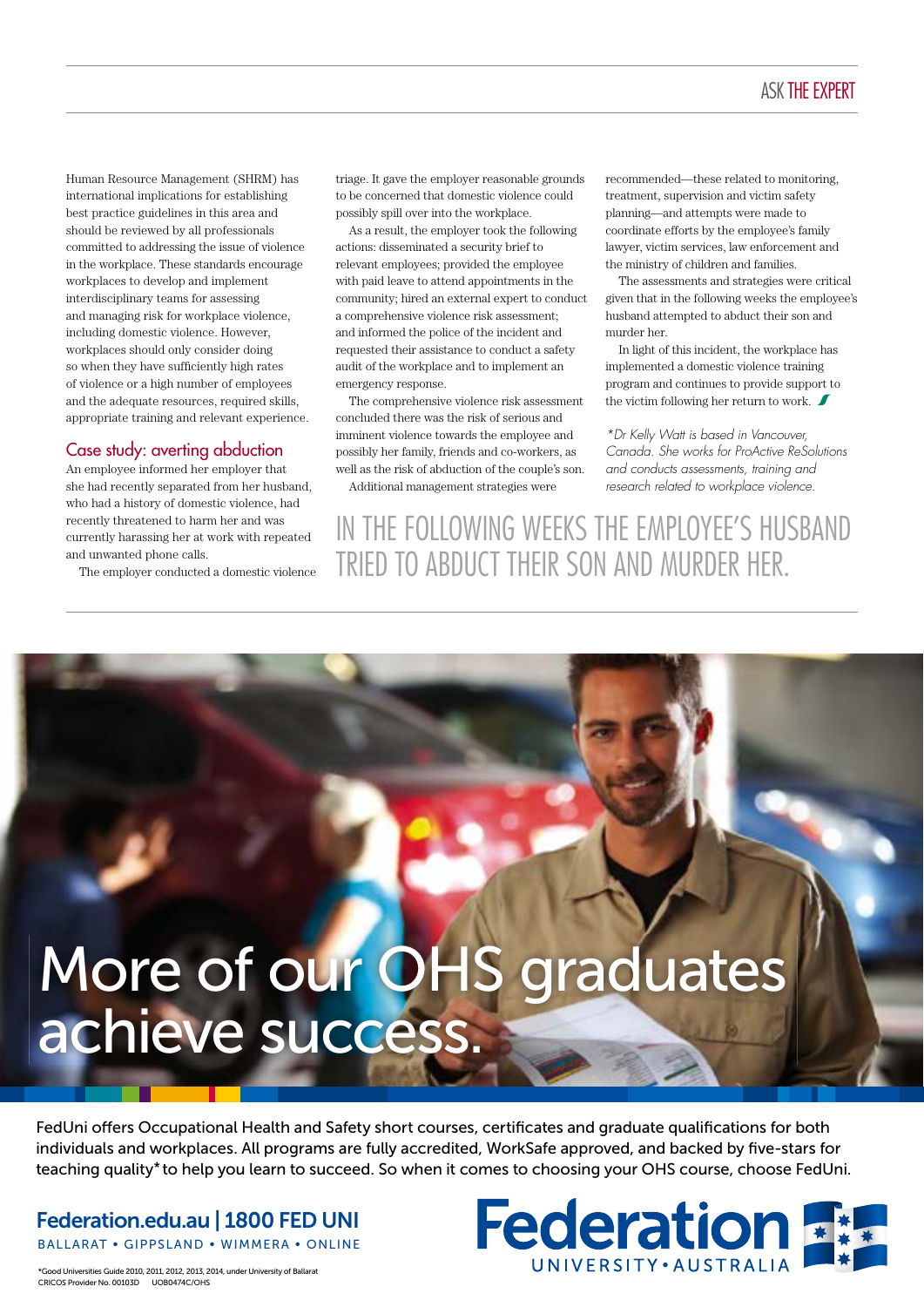Human Resource Management (SHRM) has international implications for establishing best practice guidelines in this area and should be reviewed by all professionals committed to addressing the issue of violence in the workplace. These standards encourage workplaces to develop and implement interdisciplinary teams for assessing and managing risk for workplace violence, including domestic violence. However, workplaces should only consider doing so when they have sufficiently high rates of violence or a high number of employees and the adequate resources, required skills, appropriate training and relevant experience.

## Case study: averting abduction

An employee informed her employer that she had recently separated from her husband, who had a history of domestic violence, had recently threatened to harm her and was currently harassing her at work with repeated and unwanted phone calls.

The employer conducted a domestic violence triage. It gave the employer reasonable grounds to be concerned that domestic violence could possibly spill over into the workplace.

As a result, the employer took the following actions: disseminated a security brief to relevant employees; provided the employee with paid leave to attend appointments in the community; hired an external expert to conduct a comprehensive violence risk assessment; and informed the police of the incident and requested their assistance to conduct a safety audit of the workplace and to implement an emergency response.

The comprehensive violence risk assessment concluded there was the risk of serious and imminent violence towards the employee and possibly her family, friends and co-workers, as well as the risk of abduction of the couple's son.

Additional management strategies were recommended—these related to monitoring, treatment, supervision and victim safety planning—and attempts were made to coordinate efforts by the employee's family lawyer, victim services, law enforcement and the ministry of children and families.

The assessments and strategies were critical given that in the following weeks the employee's husband attempted to abduct their son and murder her.

In light of this incident, the workplace has implemented a domestic violence training program and continues to provide support to the victim following her return to work.

*\*Dr Kelly Watt is based in Vancouver, Canada. She works for ProActive ReSolutions and conducts assessments, training and research related to workplace violence.*

IN THE FOLLOWING WEEKS THE EMPLOYEE'S HUSBAND TRIED TO ABDUCT THEIR SON AND MURDER HER.

# More of our OHS graduates achieve success.

FedUni offers Occupational Health and Safety short courses, certificates and graduate qualifications for both individuals and workplaces. All programs are fully accredited, WorkSafe approved, and backed by five-stars for teaching quality* to help you learn to succeed. So when it comes to choosing your OHS course, choose FedUni.

**Federation.edu.au | 1800 FED UNI**

BALLARAT • GIPPSLAND • WIMMERA • ONLINE

Federation UNIVERSITY • AUSTRALIA

*Good Universities Guide 2010, 2011, 2012, 2013, 2014, under University of Ballarat
CRICOS Provider No. 00103D UOB0474C/OHS